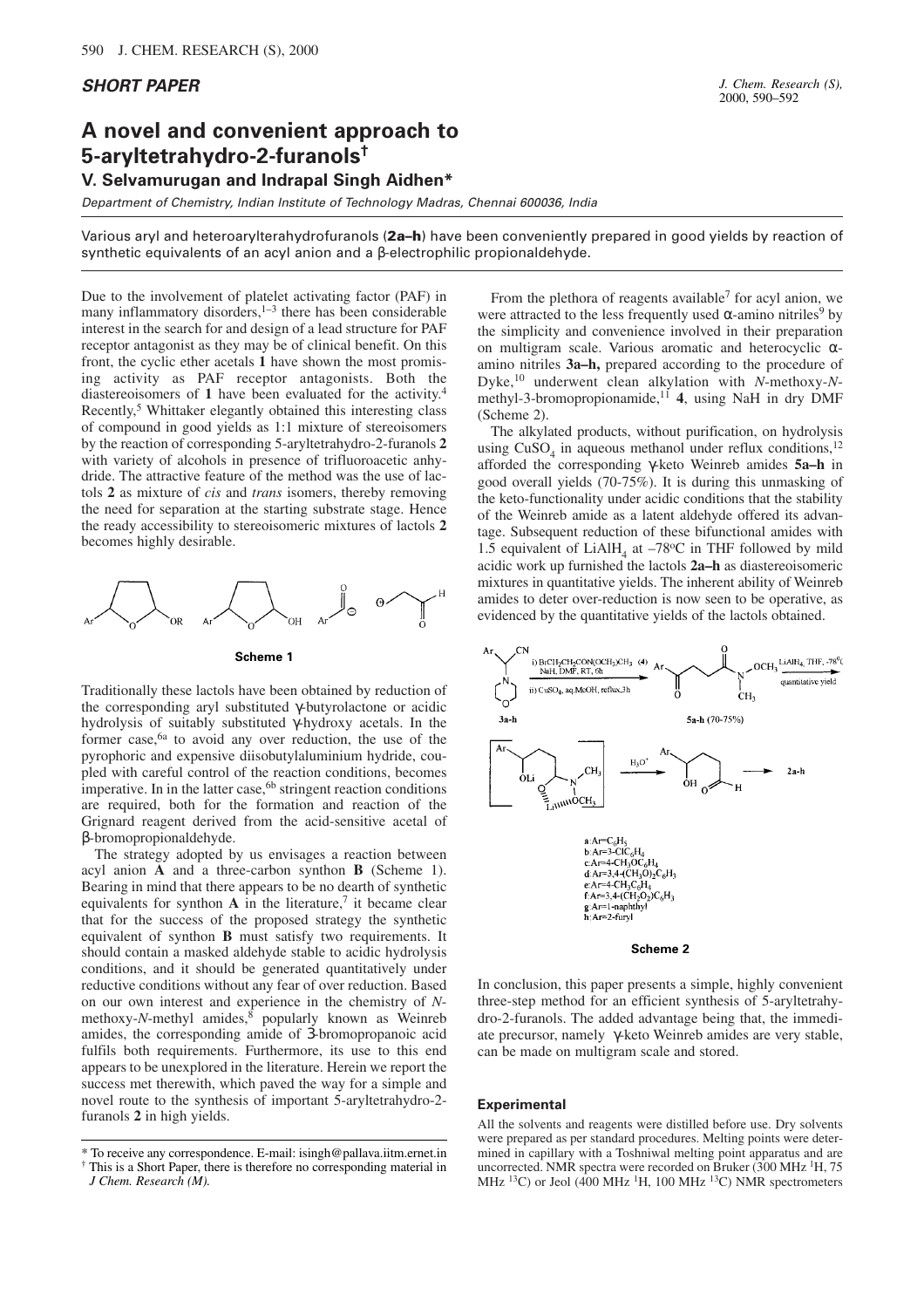**SHORT PAPER**

# A novel and convenient approach to 5-aryltetrahydro-2-furanols[†]

**V. Selvamurugan and Indrapal Singh Aidhen***

*Department of Chemistry, Indian Institute of Technology Madras, Chennai 600036, India*

Various aryl and heteroaryltetrahydrofuranols (**2a–h**) have been conveniently prepared in good yields by reaction of synthetic equivalents of an acyl anion and a β-electrophilic propionaldehyde.

Due to the involvement of platelet activating factor (PAF) in many inflammatory disorders,[1–3] there has been considerable interest in the search for and design of a lead structure for PAF receptor antagonist as they may be of clinical benefit. On this front, the cyclic ether acetals **1** have shown the most promising activity as PAF receptor antagonists. Both the diastereoisomers of **1** have been evaluated for the activity.[4] Recently,[5] Whittaker elegantly obtained this interesting class of compound in good yields as 1:1 mixture of stereoisomers by the reaction of corresponding 5-aryltetrahydro-2-furanols **2** with variety of alcohols in presence of trifluoroacetic anhydride. The attractive feature of the method was the use of lactols **2** as mixture of *cis* and *trans* isomers, thereby removing the need for separation at the starting substrate stage. Hence the ready accessibility to stereoisomeric mixtures of lactols **2** becomes highly desirable.

**Scheme 1**

Traditionally these lactols have been obtained by reduction of the corresponding aryl substituted γ-butyrolactone or acidic hydrolysis of suitably substituted γ-hydroxy acetals. In the former case,[6a] to avoid any over reduction, the use of the pyrophoric and expensive diisobutylaluminium hydride, coupled with careful control of the reaction conditions, becomes imperative. In in the latter case,[6b] stringent reaction conditions are required, both for the formation and reaction of the Grignard reagent derived from the acid-sensitive acetal of β-bromopropionaldehyde.

The strategy adopted by us envisages a reaction between acyl anion **A** and a three-carbon synthon **B** (Scheme 1). Bearing in mind that there appears to be no dearth of synthetic equivalents for synthon **A** in the literature,[7] it became clear that for the success of the proposed strategy the synthetic equivalent of synthon **B** must satisfy two requirements. It should contain a masked aldehyde stable to acidic hydrolysis conditions, and it should be generated quantitatively under reductive conditions without any fear of over reduction. Based on our own interest and experience in the chemistry of *N*-methoxy-*N*-methyl amides,[8] popularly known as Weinreb amides, the corresponding amide of 3-bromopropanoic acid fulfils both requirements. Furthermore, its use to this end appears to be unexplored in the literature. Herein we report the success met therewith, which paved the way for a simple and novel route to the synthesis of important 5-aryltetrahydro-2-furanols **2** in high yields.

From the plethora of reagents available[7] for acyl anion, we were attracted to the less frequently used α-amino nitriles[9] by the simplicity and convenience involved in their preparation on multigram scale. Various aromatic and heterocyclic α-amino nitriles **3a–h,** prepared according to the procedure of Dyke,[10] underwent clean alkylation with *N*-methoxy-*N*-methyl-3-bromopropionamide,[11] **4**, using NaH in dry DMF (Scheme 2).

The alkylated products, without purification, on hydrolysis using $CuSO_4$ in aqueous methanol under reflux conditions,[12] afforded the corresponding γ-keto Weinreb amides **5a–h** in good overall yields (70-75%). It is during this unmasking of the keto-functionality under acidic conditions that the stability of the Weinreb amide as a latent aldehyde offered its advantage. Subsequent reduction of these bifunctional amides with 1.5 equivalent of $LiAlH_4$ at –78°C in THF followed by mild acidic work up furnished the lactols **2a–h** as diastereoisomeric mixtures in quantitative yields. The inherent ability of Weinreb amides to deter over-reduction is now seen to be operative, as evidenced by the quantitative yields of the lactols obtained.

a: Ar=$C_6H_5$
b: Ar=3-$ClC_6H_4$
c: Ar=4-$CH_3OC_6H_4$
d: Ar=3,4-$(CH_3O)_2C_6H_3$
e: Ar=4-$CH_3C_6H_4$
f: Ar=3,4-$(CH_2O_2)C_6H_3$
g: Ar=1-naphthyl
h: Ar=2-furyl

**Scheme 2**

In conclusion, this paper presents a simple, highly convenient three-step method for an efficient synthesis of 5-aryltetrahydro-2-furanols. The added advantage being that, the immediate precursor, namely γ-keto Weinreb amides are very stable, can be made on multigram scale and stored.

## Experimental

All the solvents and reagents were distilled before use. Dry solvents were prepared as per standard procedures. Melting points were determined in capillary with a Toshniwal melting point apparatus and are uncorrected. NMR spectra were recorded on Bruker (300 MHz $^1H$, 75 MHz $^{13}C$) or Jeol (400 MHz $^1H$, 100 MHz $^{13}C$) NMR spectrometers

\* To receive any correspondence. E-mail: isingh@pallava.iitm.ernet.in

† This is a Short Paper, there is therefore no corresponding material in *J Chem. Research (M).*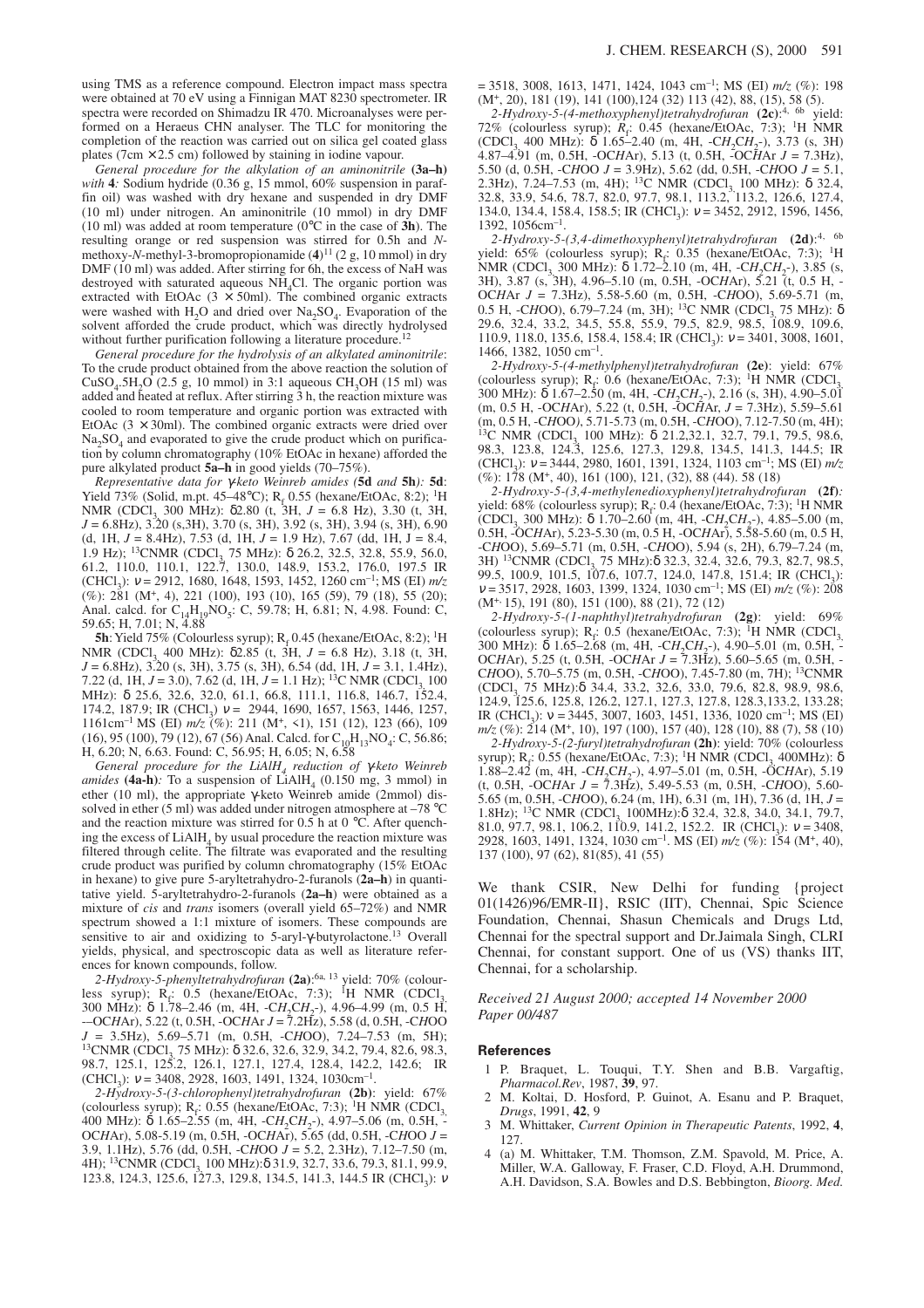using TMS as a reference compound. Electron impact mass spectra were obtained at 70 eV using a Finnigan MAT 8230 spectrometer. IR spectra were recorded on Shimadzu IR 470. Microanalyses were performed on a Heraeus CHN analyser. The TLC for monitoring the completion of the reaction was carried out on silica gel coated glass plates (7cm × 2.5 cm) followed by staining in iodine vapour.

*General procedure for the alkylation of an aminonitrile* **(3a–h)** *with* **4***:* Sodium hydride (0.36 g, 15 mmol, 60% suspension in paraffin oil) was washed with dry hexane and suspended in dry DMF (10 ml) under nitrogen. An aminonitrile (10 mmol) in dry DMF (10 ml) was added at room temperature (0°C in the case of **3h**). The resulting orange or red suspension was stirred for 0.5h and *N*-methoxy-*N*-methyl-3-bromopropionamide (**4**)[11] (2 g, 10 mmol) in dry DMF (10 ml) was added. After stirring for 6h, the excess of NaH was destroyed with saturated aqueous $NH_4Cl$. The organic portion was extracted with EtOAc (3 × 50ml). The combined organic extracts were washed with $H_2O$ and dried over $Na_2SO_4$. Evaporation of the solvent afforded the crude product, which was directly hydrolysed without further purification following a literature procedure.[12]

*General procedure for the hydrolysis of an alkylated aminonitrile*: To the crude product obtained from the above reaction the solution of $CuSO_4.5H_2O$ (2.5 g, 10 mmol) in 3:1 aqueous $CH_3OH$ (15 ml) was added and heated at reflux. After stirring 3 h, the reaction mixture was cooled to room temperature and organic portion was extracted with EtOAc (3 × 30ml). The combined organic extracts were dried over $Na_2SO_4$ and evaporated to give the crude product which on purification by column chromatography (10% EtOAc in hexane) afforded the pure alkylated product **5a–h** in good yields (70–75%).

*Representative data for γ-keto Weinreb amides* (**5d** *and* **5h***):* **5d**: Yield 73% (Solid, m.pt. 45–48°C); $R_f$ 0.55 (hexane/EtOAc, 8:2); ¹H NMR ($CDCl_3$, 300 MHz): δ2.80 (t, 3H, *J* = 6.8 Hz), 3.30 (t, 3H, *J* = 6.8Hz), 3.20 (s,3H), 3.70 (s, 3H), 3.92 (s, 3H), 3.94 (s, 3H), 6.90 (d, 1H, *J* = 8.4Hz), 7.53 (d, 1H, *J* = 1.9 Hz), 7.67 (dd, 1H, *J* = 8.4, 1.9 Hz); ¹³CNMR ($CDCl_3$ 75 MHz): δ 26.2, 32.5, 32.8, 55.9, 56.0, 61.2, 110.0, 110.1, 122.7, 130.0, 148.9, 153.2, 176.0, 197.5 IR ($CHCl_3$): ν = 2912, 1680, 1648, 1593, 1452, 1260 cm⁻¹; MS (EI) *m/z* (%): 281 (M⁺, 4), 221 (100), 193 (10), 165 (59), 79 (18), 55 (20); Anal. calcd. for $C_{14}H_{19}NO_5$: C, 59.78; H, 6.81; N, 4.98. Found: C, 59.65; H, 7.01; N, 4.88

**5h**: Yield 75% (Colourless syrup); $R_f$ 0.45 (hexane/EtOAc, 8:2); ¹H NMR ($CDCl_3$, 400 MHz): δ2.85 (t, 3H, *J* = 6.8 Hz), 3.18 (t, 3H, *J* = 6.8Hz), 3.20 (s, 3H), 3.75 (s, 3H), 6.54 (dd, 1H, *J* = 3.1, 1.4Hz), 7.22 (d, 1H, *J* = 3.0), 7.62 (d, 1H, *J* = 1.1 Hz); ¹³C NMR ($CDCl_3$ 100 MHz): δ 25.6, 32.6, 32.0, 61.1, 66.8, 111.1, 116.8, 146.7, 152.4, 174.2, 187.9; IR ($CHCl_3$) ν = 2944, 1690, 1657, 1563, 1446, 1257, 1161cm⁻¹ MS (EI) *m/z* (%): 211 (M⁺, <1), 151 (12), 123 (66), 109 (16), 95 (100), 79 (12), 67 (56) Anal. Calcd. for $C_{10}H_{13}NO_4$: C, 56.86; H, 6.20; N, 6.63. Found: C, 56.95; H, 6.05; N, 6.58

*General procedure for the $LiAlH_4$ reduction of γ-keto Weinreb amides* **(4a-h)***:* To a suspension of $LiAlH_4$ (0.150 mg, 3 mmol) in ether (10 ml), the appropriate γ-keto Weinreb amide (2mmol) dissolved in ether (5 ml) was added under nitrogen atmosphere at –78 °C and the reaction mixture was stirred for 0.5 h at 0 °C. After quenching the excess of $LiAlH_4$ by usual procedure the reaction mixture was filtered through celite. The filtrate was evaporated and the resulting crude product was purified by column chromatography (15% EtOAc in hexane) to give pure 5-aryltetrahydro-2-furanols (**2a–h**) in quantitative yield. 5-aryltetrahydro-2-furanols (**2a–h**) were obtained as a mixture of *cis* and *trans* isomers (overall yield 65–72%) and NMR spectrum showed a 1:1 mixture of isomers. These compounds are sensitive to air and oxidizing to 5-aryl-γ-butyrolactone.[13] Overall yields, physical, and spectroscopic data as well as literature references for known compounds, follow.

*2-Hydroxy-5-phenyltetrahydrofuran* (**2a**):[6a, 13] yield: 70% (colourless syrup); $R_f$: 0.5 (hexane/EtOAc, 7:3); ¹H NMR ($CDCl_3$, 300 MHz): δ 1.78–2.46 (m, 4H, -C*H*₂C*H*₂-), 4.96–4.99 (m, 0.5 H, –OC*H*Ar), 5.22 (t, 0.5H, -OC*H*Ar *J* = 7.2Hz), 5.58 (d, 0.5H, -C*H*OO *J* = 3.5Hz), 5.69–5.71 (m, 0.5H, -C*H*OO), 7.24–7.53 (m, 5H); ¹³CNMR ($CDCl_3$ 75 MHz): δ 32.6, 32.6, 32.9, 34.2, 79.4, 82.6, 98.3, 98.7, 125.1, 125.2, 126.1, 127.1, 127.4, 128.4, 142.2, 142.6; IR ($CHCl_3$): ν = 3408, 2928, 1603, 1491, 1324, 1030cm⁻¹.

*2-Hydroxy-5-(3-chlorophenyl)tetrahydrofuran* (**2b**): yield: 67% (colourless syrup); $R_f$: 0.55 (hexane/EtOAc, 7:3); ¹H NMR ($CDCl_3$, 400 MHz): δ 1.65–2.55 (m, 4H, -C*H*₂C*H*₂-), 4.97–5.06 (m, 0.5H, -OC*H*Ar), 5.08-5.19 (m, 0.5H, -OC*H*Ar), 5.65 (dd, 0.5H, -C*H*OO *J* = 3.9, 1.1Hz), 5.76 (dd, 0.5H, -C*H*OO *J* = 5.2, 2.3Hz), 7.12–7.50 (m, 4H); ¹³CNMR ($CDCl_3$ 100 MHz): δ 31.9, 32.7, 33.6, 79.3, 81.1, 99.9, 123.8, 124.3, 125.6, 127.3, 129.8, 134.5, 141.3, 144.5 IR ($CHCl_3$): ν = 3518, 3008, 1613, 1471, 1424, 1043 cm⁻¹; MS (EI) *m/z* (%): 198 (M⁺, 20), 181 (19), 141 (100),124 (32) 113 (42), 88, (15), 58 (5).

*2-Hydroxy-5-(4-methoxyphenyl)tetrahydrofuran* (**2c**):[4, 6b] yield: 72% (colourless syrup); $R_f$: 0.45 (hexane/EtOAc, 7:3); ¹H NMR ($CDCl_3$ 400 MHz): δ 1.65–2.40 (m, 4H, -C*H*₂C*H*₂-), 3.73 (s, 3H) 4.87–4.91 (m, 0.5H, -OC*H*Ar), 5.13 (t, 0.5H, -OC*H*Ar *J* = 7.3Hz), 5.50 (d, 0.5H, -C*H*OO *J* = 3.9Hz), 5.62 (dd, 0.5H, -C*H*OO *J* = 5.1, 2.3Hz), 7.24–7.53 (m, 4H); ¹³C NMR ($CDCl_3$ 100 MHz): δ 32.4, 32.8, 33.9, 54.6, 78.7, 82.0, 97.7, 98.1, 113.2, 113.2, 126.6, 127.4, 134.0, 134.4, 158.4, 158.5; IR ($CHCl_3$); ν = 3452, 2912, 1596, 1456, 1392, 1056cm⁻¹.

*2-Hydroxy-5-(3,4-dimethoxyphenyl)tetrahydrofuran* (**2d**):[4, 6b] yield: 65% (colourless syrup); $R_f$: 0.35 (hexane/EtOAc, 7:3); ¹H NMR ($CDCl_3$ 300 MHz): δ 1.72–2.10 (m, 4H, -C*H*₂C*H*₂-), 3.85 (s, 3H), 3.87 (s, 3H), 4.96–5.10 (m, 0.5H, -OC*H*Ar), 5.21 (t, 0.5 H, -OC*H*Ar *J* = 7.3Hz), 5.58-5.60 (m, 0.5H, -C*H*OO), 5.69-5.71 (m, 0.5 H, -C*H*OO), 6.79–7.24 (m, 3H); ¹³C NMR ($CDCl_3$ 75 MHz): δ 29.6, 32.4, 33.2, 34.5, 55.8, 55.9, 79.5, 82.9, 98.5, 108.9, 109.6, 110.9, 118.0, 135.6, 158.4, 158.4; IR ($CHCl_3$): ν = 3401, 3008, 1601, 1466, 1382, 1050 cm⁻¹.

*2-Hydroxy-5-(4-methylphenyl)tetrahydrofuran* (**2e**): yield: 67% (colourless syrup); $R_f$: 0.6 (hexane/EtOAc, 7:3); ¹H NMR ($CDCl_3$ 300 MHz): δ 1.67–2.50 (m, 4H, -C*H*₂C*H*₂-), 2.16 (s, 3H), 4.90–5.01 (m, 0.5 H, -OC*H*Ar), 5.22 (t, 0.5H, -OC*H*Ar, *J* = 7.3Hz), 5.59–5.61 (m, 0.5 H, -C*H*OO), 5.71-5.73 (m, 0.5H, -C*H*OO), 7.12-7.50 (m, 4H); ¹³C NMR ($CDCl_3$ 100 MHz): δ 21.2,32.1, 32.7, 79.1, 79.5, 98.6, 98.3, 123.8, 124.3, 125.6, 127.3, 129.8, 134.5, 141.3, 144.5; IR ($CHCl_3$): ν = 3444, 2980, 1601, 1391, 1324, 1103 cm⁻¹; MS (EI) *m/z* (%): 178 (M⁺, 40), 161 (100), 121, (32), 88 (44). 58 (18)

*2-Hydroxy-5-(3,4-methylenedioxyphenyl)tetrahydrofuran* (**2f**)*:* yield: 68% (colourless syrup); $R_f$: 0.4 (hexane/EtOAc, 7:3); ¹H NMR ($CDCl_3$ 300 MHz): δ 1.70–2.60 (m, 4H, -C*H*₂C*H*₂-), 4.85–5.00 (m, 0.5H, -OC*H*Ar), 5.23-5.30 (m, 0.5 H, -OC*H*Ar), 5.58-5.60 (m, 0.5 H, -C*H*OO), 5.69–5.71 (m, 0.5H, -C*H*OO), 5.94 (s, 2H), 6.79–7.24 (m, 3H) ¹³CNMR ($CDCl_3$ 75 MHz):δ 32.3, 32.4, 32.6, 79.3, 82.7, 98.5, 99.5, 100.9, 101.5, 107.6, 107.7, 124.0, 147.8, 151.4; IR ($CHCl_3$): ν = 3517, 2928, 1603, 1399, 1324, 1030 cm⁻¹; MS (EI) *m/z* (%): 208 (M⁺ 15), 191 (80), 151 (100), 88 (21), 72 (12)

*2-Hydroxy-5-(1-naphthyl)tetrahydrofuran* (**2g**): yield: 69% (colourless syrup); $R_f$: 0.5 (hexane/EtOAc, 7:3); ¹H NMR ($CDCl_3$ 300 MHz): δ 1.65–2.68 (m, 4H, -C*H*₂C*H*₂-), 4.90–5.01 (m, 0.5H, -OC*H*Ar), 5.25 (t, 0.5H, -OC*H*Ar *J* = 7.3Hz), 5.60–5.65 (m, 0.5H, -C*H*OO), 5.70–5.75 (m, 0.5H, -C*H*OO), 7.45-7.80 (m, 7H); ¹³CNMR ($CDCl_3$ 75 MHz):δ 34.4, 33.2, 32.6, 33.0, 79.6, 82.8, 98.9, 98.6, 124.9, 125.6, 125.8, 126.2, 127.1, 127.3, 127.8, 128.3,133.2, 133.28; IR ($CHCl_3$): ν = 3445, 3007, 1603, 1451, 1336, 1020 cm⁻¹; MS (EI) *m/z* (%): 214 (M⁺, 10), 197 (100), 157 (40), 128 (10), 88 (7), 58 (10)

*2-Hydroxy-5-(2-furyl)tetrahydrofuran* (**2h**): yield: 70% (colourless syrup); $R_f$: 0.55 (hexane/EtOAc, 7:3); ¹H NMR ($CDCl_3$ 400MHz): δ 1.88–2.42 (m, 4H, -C*H*₂C*H*₂-), 4.97–5.01 (m, 0.5H, -OC*H*Ar), 5.19 (t, 0.5H, -OC*H*Ar *J* = 7.3Hz), 5.49-5.53 (m, 0.5H, -C*H*OO), 5.60-5.65 (m, 0.5H, -C*H*OO), 6.24 (m, 1H), 6.31 (m, 1H), 7.36 (d, 1H, *J* = 1.8Hz); ¹³C NMR ($CDCl_3$ 100MHz):δ 32.4, 32.8, 34.0, 34.1, 79.7, 81.0, 97.7, 98.1, 106.2, 110.9, 141.2, 152.2. IR ($CHCl_3$): ν = 3408, 2928, 1603, 1491, 1324, 1030 cm⁻¹. MS (EI) *m/z* (%): 154 (M⁺, 40), 137 (100), 97 (62), 81(85), 41 (55)

We thank CSIR, New Delhi for funding {project 01(1426)96/EMR-II}, RSIC (IIT), Chennai, Spic Science Foundation, Chennai, Shasun Chemicals and Drugs Ltd, Chennai for the spectral support and Dr.Jaimala Singh, CLRI Chennai, for constant support. One of us (VS) thanks IIT, Chennai, for a scholarship.

*Received 21 August 2000; accepted 14 November 2000*
*Paper 00/487*

## References

1 P. Braquet, L. Touqui, T.Y. Shen and B.B. Vargaftig, *Pharmacol.Rev*, 1987, **39**, 97.

2 M. Koltai, D. Hosford, P. Guinot, A. Esanu and P. Braquet, *Drugs*, 1991, **42**, 9

3 M. Whittaker, *Current Opinion in Therapeutic Patents*, 1992, **4**, 127.

4 (a) M. Whittaker, T.M. Thomson, Z.M. Spavold, M. Price, A. Miller, W.A. Galloway, F. Fraser, C.D. Floyd, A.H. Drummond, A.H. Davidson, S.A. Bowles and D.S. Bebbington, *Bioorg. Med.*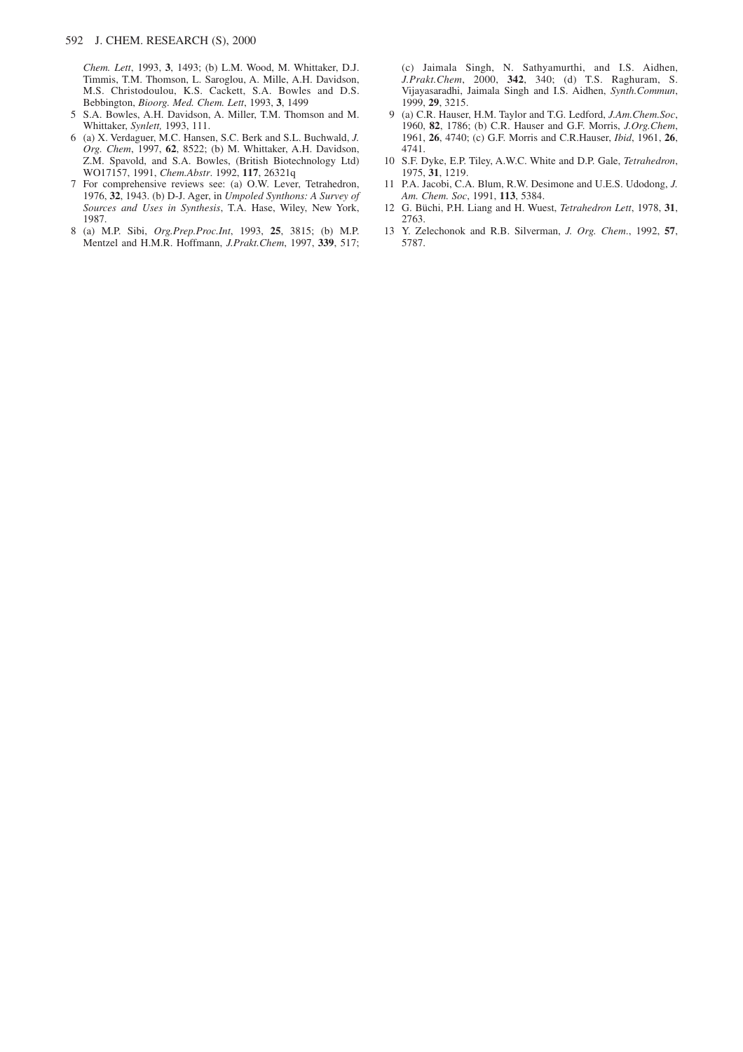*Chem. Lett*, 1993, **3**, 1493; (b) L.M. Wood, M. Whittaker, D.J. Timmis, T.M. Thomson, L. Saroglou, A. Mille, A.H. Davidson, M.S. Christodoulou, K.S. Cackett, S.A. Bowles and D.S. Bebbington, *Bioorg. Med. Chem. Lett*, 1993, **3**, 1499

5 S.A. Bowles, A.H. Davidson, A. Miller, T.M. Thomson and M. Whittaker, *Synlett,* 1993, 111.

6 (a) X. Verdaguer, M.C. Hansen, S.C. Berk and S.L. Buchwald, *J. Org. Chem*, 1997, **62**, 8522; (b) M. Whittaker, A.H. Davidson, Z.M. Spavold, and S.A. Bowles, (British Biotechnology Ltd) WO17157, 1991, *Chem.Abstr*. 1992, **117**, 26321q

7 For comprehensive reviews see: (a) O.W. Lever, Tetrahedron, 1976, **32**, 1943. (b) D-J. Ager, in *Umpoled Synthons: A Survey of Sources and Uses in Synthesis*, T.A. Hase, Wiley, New York, 1987.

8 (a) M.P. Sibi, *Org.Prep.Proc.Int*, 1993, **25**, 3815; (b) M.P. Mentzel and H.M.R. Hoffmann, *J.Prakt.Chem*, 1997, **339**, 517; (c) Jaimala Singh, N. Sathyamurthi, and I.S. Aidhen, *J.Prakt.Chem*, 2000, **342**, 340; (d) T.S. Raghuram, S. Vijayasaradhi, Jaimala Singh and I.S. Aidhen, *Synth.Commun*, 1999, **29**, 3215.

9 (a) C.R. Hauser, H.M. Taylor and T.G. Ledford, *J.Am.Chem.Soc*, 1960, **82**, 1786; (b) C.R. Hauser and G.F. Morris, *J.Org.Chem*, 1961, **26**, 4740; (c) G.F. Morris and C.R.Hauser, *Ibid*, 1961, **26**, 4741.

10 S.F. Dyke, E.P. Tiley, A.W.C. White and D.P. Gale, *Tetrahedron*, 1975, **31**, 1219.

11 P.A. Jacobi, C.A. Blum, R.W. Desimone and U.E.S. Udodong, *J. Am. Chem. Soc*, 1991, **113**, 5384.

12 G. Büchi, P.H. Liang and H. Wuest, *Tetrahedron Lett*, 1978, **31**, 2763.

13 Y. Zelechonok and R.B. Silverman, *J. Org. Chem.*, 1992, **57**, 5787.